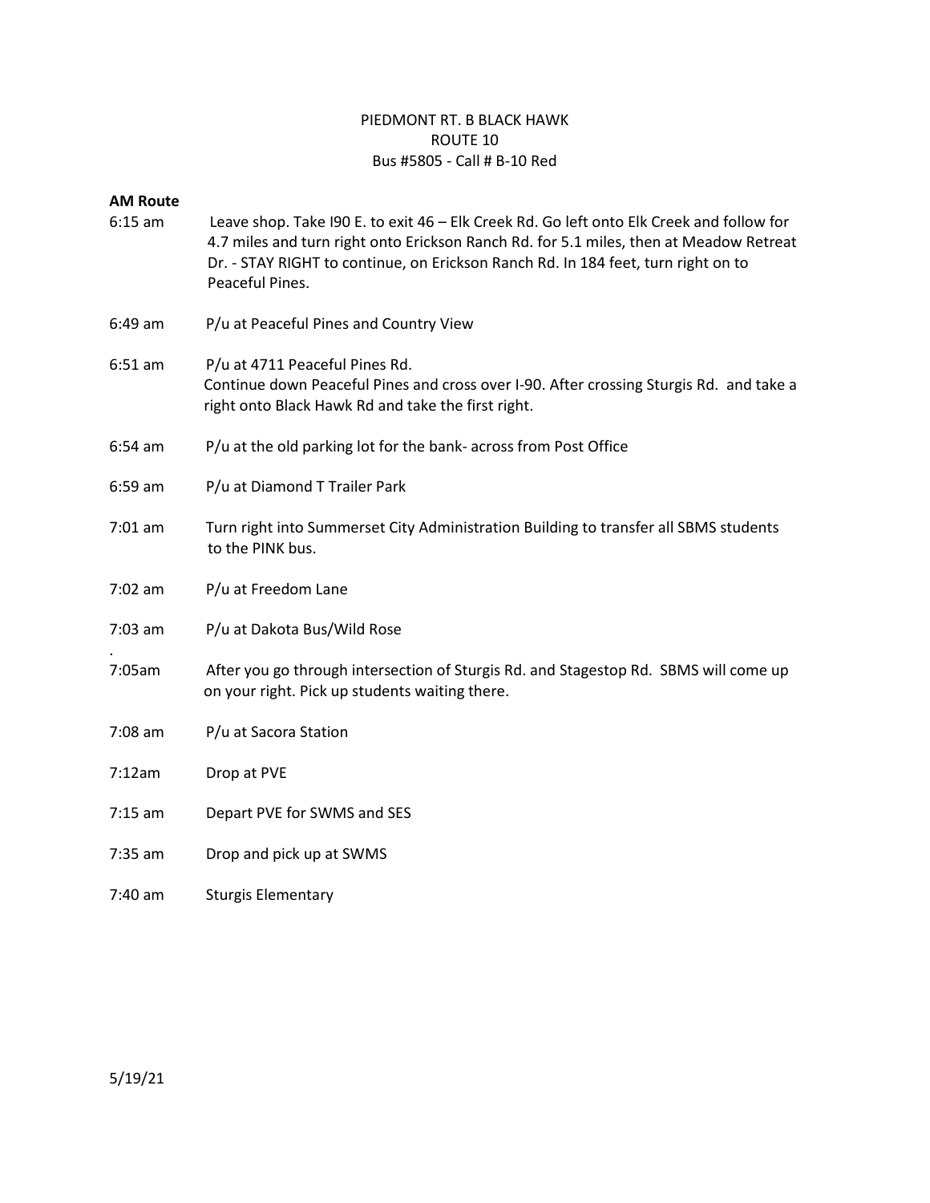PIEDMONT RT. B BLACK HAWK
ROUTE 10
Bus #5805 - Call # B-10 Red

**AM Route**

| | |
|---|---|
| 6:15 am | Leave shop. Take I90 E. to exit 46 – Elk Creek Rd. Go left onto Elk Creek and follow for 4.7 miles and turn right onto Erickson Ranch Rd. for 5.1 miles, then at Meadow Retreat Dr. - STAY RIGHT to continue, on Erickson Ranch Rd. In 184 feet, turn right on to Peaceful Pines. |
| 6:49 am | P/u at Peaceful Pines and Country View |
| 6:51 am | P/u at 4711 Peaceful Pines Rd. Continue down Peaceful Pines and cross over I-90. After crossing Sturgis Rd. and take a right onto Black Hawk Rd and take the first right. |
| 6:54 am | P/u at the old parking lot for the bank- across from Post Office |
| 6:59 am | P/u at Diamond T Trailer Park |
| 7:01 am | Turn right into Summerset City Administration Building to transfer all SBMS students to the PINK bus. |
| 7:02 am | P/u at Freedom Lane |
| 7:03 am | P/u at Dakota Bus/Wild Rose |
| 7:05am | After you go through intersection of Sturgis Rd. and Stagestop Rd. SBMS will come up on your right. Pick up students waiting there. |
| 7:08 am | P/u at Sacora Station |
| 7:12am | Drop at PVE |
| 7:15 am | Depart PVE for SWMS and SES |
| 7:35 am | Drop and pick up at SWMS |
| 7:40 am | Sturgis Elementary |

5/19/21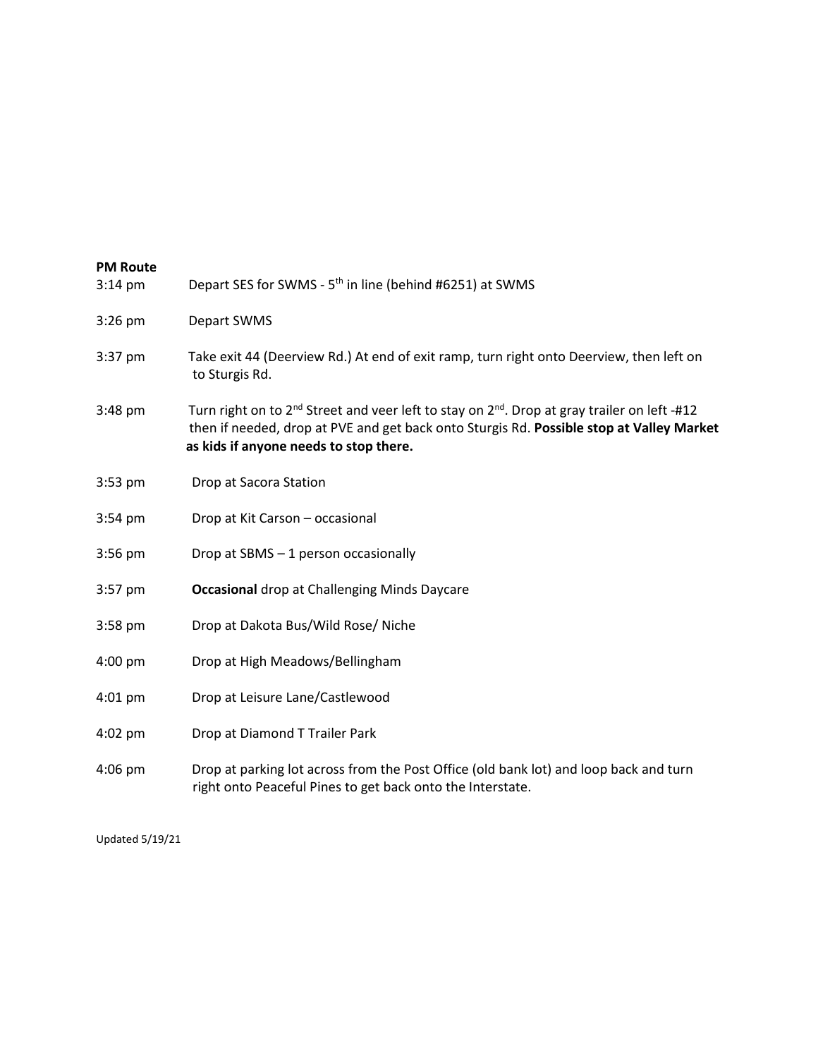**PM Route**

| | |
|---|---|
| 3:14 pm | Depart SES for SWMS - 5th in line (behind #6251) at SWMS |
| 3:26 pm | Depart SWMS |
| 3:37 pm | Take exit 44 (Deerview Rd.) At end of exit ramp, turn right onto Deerview, then left on to Sturgis Rd. |
| 3:48 pm | Turn right on to 2nd Street and veer left to stay on 2nd. Drop at gray trailer on left -#12 then if needed, drop at PVE and get back onto Sturgis Rd. **Possible stop at Valley Market as kids if anyone needs to stop there.** |
| 3:53 pm | Drop at Sacora Station |
| 3:54 pm | Drop at Kit Carson – occasional |
| 3:56 pm | Drop at SBMS – 1 person occasionally |
| 3:57 pm | **Occasional** drop at Challenging Minds Daycare |
| 3:58 pm | Drop at Dakota Bus/Wild Rose/ Niche |
| 4:00 pm | Drop at High Meadows/Bellingham |
| 4:01 pm | Drop at Leisure Lane/Castlewood |
| 4:02 pm | Drop at Diamond T Trailer Park |
| 4:06 pm | Drop at parking lot across from the Post Office (old bank lot) and loop back and turn right onto Peaceful Pines to get back onto the Interstate. |

Updated 5/19/21